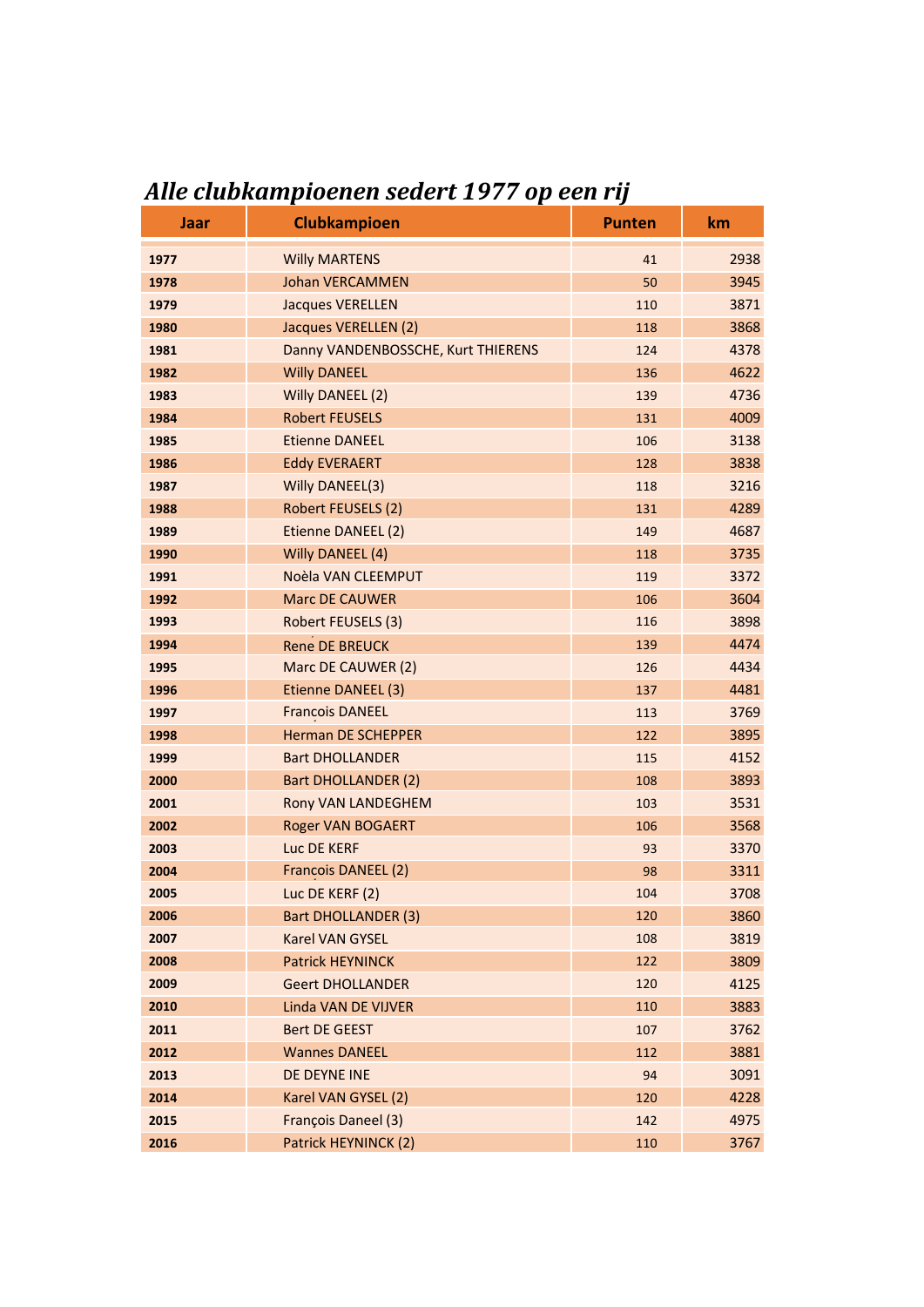## *Alle clubkampioenen sedert 1977 op een rij*

| Jaar | Clubkampioen | Punten | km |
|---|---|---|---|
| 1977 | Willy MARTENS | 41 | 2938 |
| 1978 | Johan VERCAMMEN | 50 | 3945 |
| 1979 | Jacques VERELLEN | 110 | 3871 |
| 1980 | Jacques VERELLEN (2) | 118 | 3868 |
| 1981 | Danny VANDENBOSSCHE, Kurt THIERENS | 124 | 4378 |
| 1982 | Willy DANEEL | 136 | 4622 |
| 1983 | Willy DANEEL (2) | 139 | 4736 |
| 1984 | Robert FEUSELS | 131 | 4009 |
| 1985 | Etienne DANEEL | 106 | 3138 |
| 1986 | Eddy EVERAERT | 128 | 3838 |
| 1987 | Willy DANEEL(3) | 118 | 3216 |
| 1988 | Robert FEUSELS (2) | 131 | 4289 |
| 1989 | Etienne DANEEL (2) | 149 | 4687 |
| 1990 | Willy DANEEL (4) | 118 | 3735 |
| 1991 | Noèla VAN CLEEMPUT | 119 | 3372 |
| 1992 | Marc DE CAUWER | 106 | 3604 |
| 1993 | Robert FEUSELS (3) | 116 | 3898 |
| 1994 | René DE BREUCK | 139 | 4474 |
| 1995 | Marc DE CAUWER (2) | 126 | 4434 |
| 1996 | Etienne DANEEL (3) | 137 | 4481 |
| 1997 | François DANEEL | 113 | 3769 |
| 1998 | Herman DE SCHEPPER | 122 | 3895 |
| 1999 | Bart DHOLLANDER | 115 | 4152 |
| 2000 | Bart DHOLLANDER (2) | 108 | 3893 |
| 2001 | Rony VAN LANDEGHEM | 103 | 3531 |
| 2002 | Roger VAN BOGAERT | 106 | 3568 |
| 2003 | Luc DE KERF | 93 | 3370 |
| 2004 | François DANEEL (2) | 98 | 3311 |
| 2005 | Luc DE KERF (2) | 104 | 3708 |
| 2006 | Bart DHOLLANDER (3) | 120 | 3860 |
| 2007 | Karel VAN GYSEL | 108 | 3819 |
| 2008 | Patrick HEYNINCK | 122 | 3809 |
| 2009 | Geert DHOLLANDER | 120 | 4125 |
| 2010 | Linda VAN DE VIJVER | 110 | 3883 |
| 2011 | Bert DE GEEST | 107 | 3762 |
| 2012 | Wannes DANEEL | 112 | 3881 |
| 2013 | DE DEYNE INE | 94 | 3091 |
| 2014 | Karel VAN GYSEL (2) | 120 | 4228 |
| 2015 | François Daneel (3) | 142 | 4975 |
| 2016 | Patrick HEYNINCK (2) | 110 | 3767 |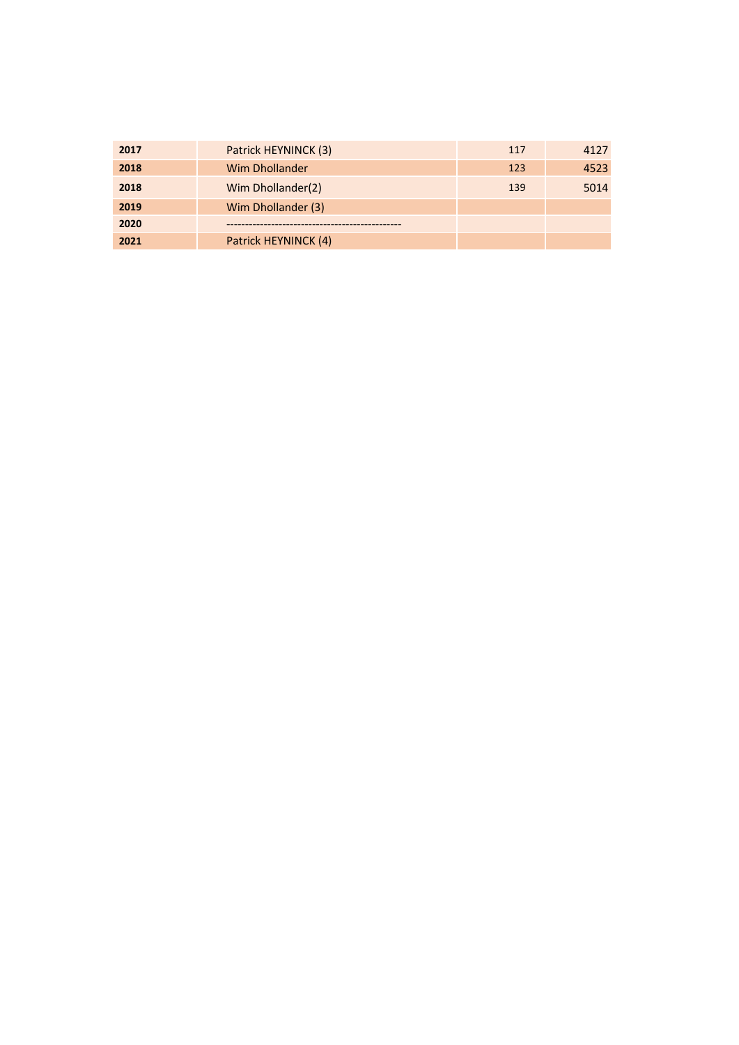| | | | |
|---|---|---|---|
| **2017** | Patrick HEYNINCK (3) | 117 | 4127 |
| **2018** | Wim Dhollander | 123 | 4523 |
| **2018** | Wim Dhollander(2) | 139 | 5014 |
| **2019** | Wim Dhollander (3) | | |
| **2020** | ------------------------------------------------ | | |
| **2021** | Patrick HEYNINCK (4) | | |